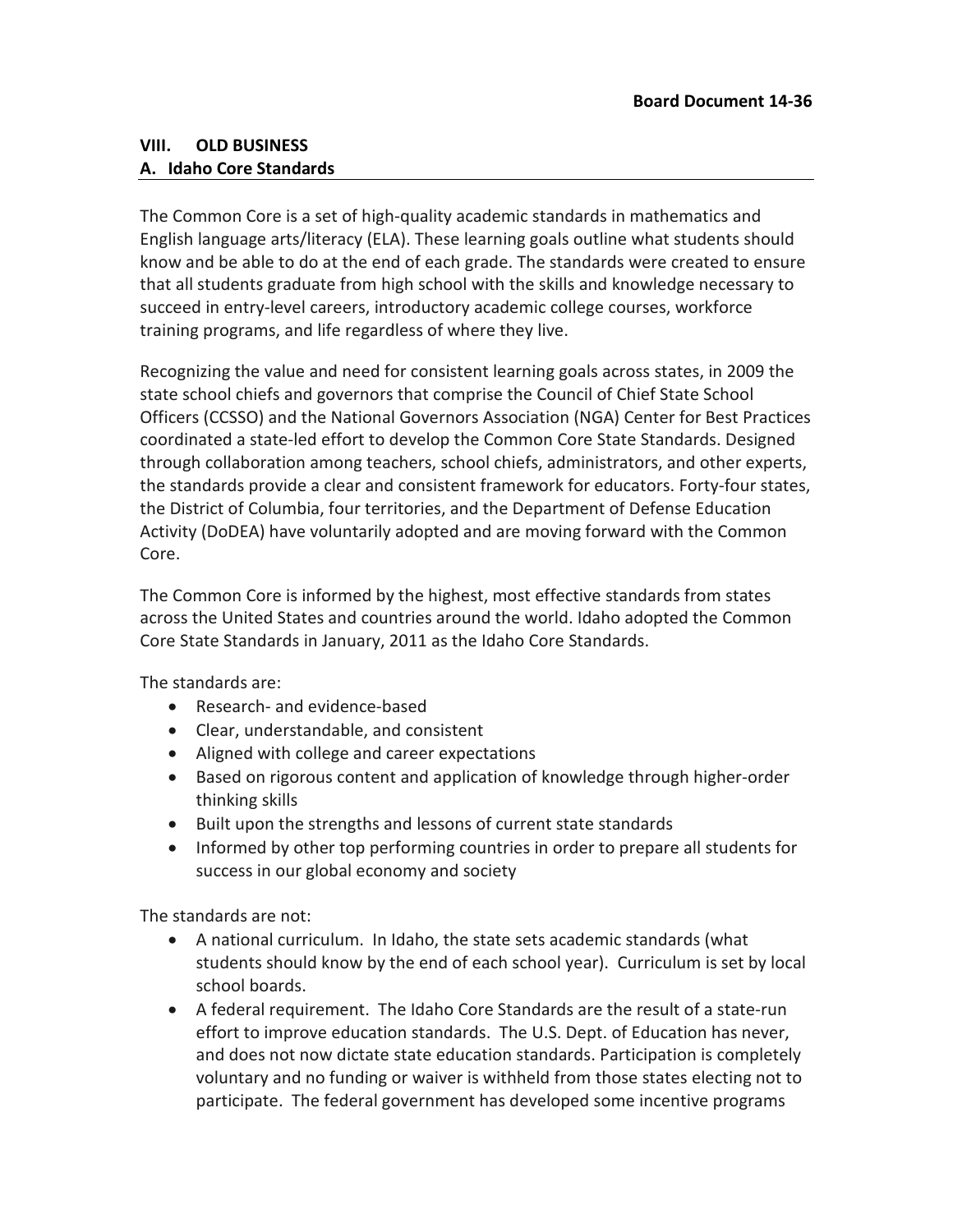**Board Document 14-36**

## VIII. OLD BUSINESS

### A. Idaho Core Standards

The Common Core is a set of high-quality academic standards in mathematics and English language arts/literacy (ELA). These learning goals outline what students should know and be able to do at the end of each grade. The standards were created to ensure that all students graduate from high school with the skills and knowledge necessary to succeed in entry-level careers, introductory academic college courses, workforce training programs, and life regardless of where they live.

Recognizing the value and need for consistent learning goals across states, in 2009 the state school chiefs and governors that comprise the Council of Chief State School Officers (CCSSO) and the National Governors Association (NGA) Center for Best Practices coordinated a state-led effort to develop the Common Core State Standards. Designed through collaboration among teachers, school chiefs, administrators, and other experts, the standards provide a clear and consistent framework for educators. Forty-four states, the District of Columbia, four territories, and the Department of Defense Education Activity (DoDEA) have voluntarily adopted and are moving forward with the Common Core.

The Common Core is informed by the highest, most effective standards from states across the United States and countries around the world. Idaho adopted the Common Core State Standards in January, 2011 as the Idaho Core Standards.

The standards are:

- Research- and evidence-based
- Clear, understandable, and consistent
- Aligned with college and career expectations
- Based on rigorous content and application of knowledge through higher-order thinking skills
- Built upon the strengths and lessons of current state standards
- Informed by other top performing countries in order to prepare all students for success in our global economy and society

The standards are not:

- A national curriculum. In Idaho, the state sets academic standards (what students should know by the end of each school year). Curriculum is set by local school boards.
- A federal requirement. The Idaho Core Standards are the result of a state-run effort to improve education standards. The U.S. Dept. of Education has never, and does not now dictate state education standards. Participation is completely voluntary and no funding or waiver is withheld from those states electing not to participate. The federal government has developed some incentive programs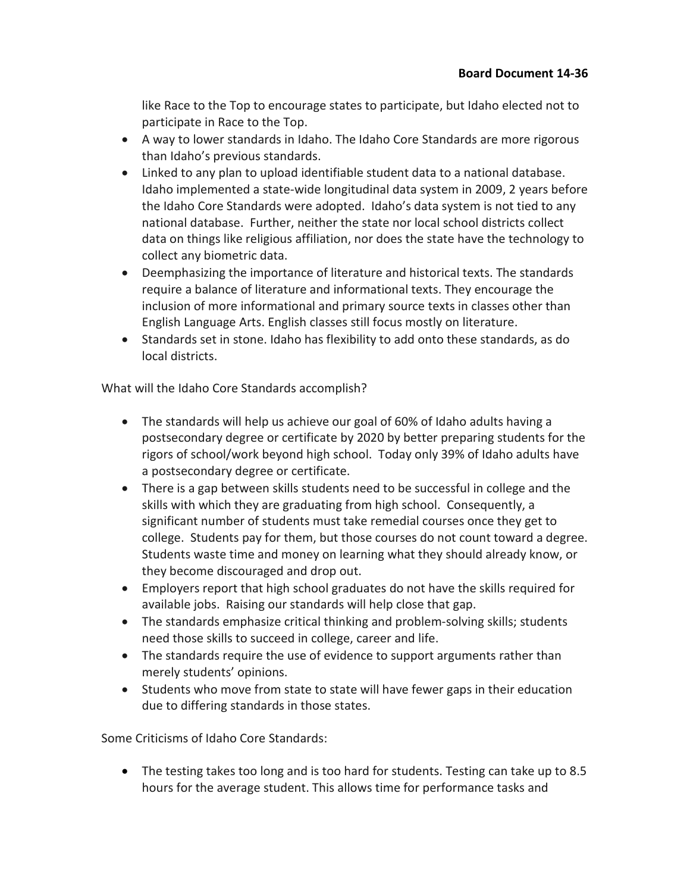like Race to the Top to encourage states to participate, but Idaho elected not to participate in Race to the Top.

- A way to lower standards in Idaho. The Idaho Core Standards are more rigorous than Idaho's previous standards.
- Linked to any plan to upload identifiable student data to a national database. Idaho implemented a state-wide longitudinal data system in 2009, 2 years before the Idaho Core Standards were adopted. Idaho's data system is not tied to any national database. Further, neither the state nor local school districts collect data on things like religious affiliation, nor does the state have the technology to collect any biometric data.
- Deemphasizing the importance of literature and historical texts. The standards require a balance of literature and informational texts. They encourage the inclusion of more informational and primary source texts in classes other than English Language Arts. English classes still focus mostly on literature.
- Standards set in stone. Idaho has flexibility to add onto these standards, as do local districts.

What will the Idaho Core Standards accomplish?

- The standards will help us achieve our goal of 60% of Idaho adults having a postsecondary degree or certificate by 2020 by better preparing students for the rigors of school/work beyond high school. Today only 39% of Idaho adults have a postsecondary degree or certificate.
- There is a gap between skills students need to be successful in college and the skills with which they are graduating from high school. Consequently, a significant number of students must take remedial courses once they get to college. Students pay for them, but those courses do not count toward a degree. Students waste time and money on learning what they should already know, or they become discouraged and drop out.
- Employers report that high school graduates do not have the skills required for available jobs. Raising our standards will help close that gap.
- The standards emphasize critical thinking and problem-solving skills; students need those skills to succeed in college, career and life.
- The standards require the use of evidence to support arguments rather than merely students' opinions.
- Students who move from state to state will have fewer gaps in their education due to differing standards in those states.

Some Criticisms of Idaho Core Standards:

- The testing takes too long and is too hard for students. Testing can take up to 8.5 hours for the average student. This allows time for performance tasks and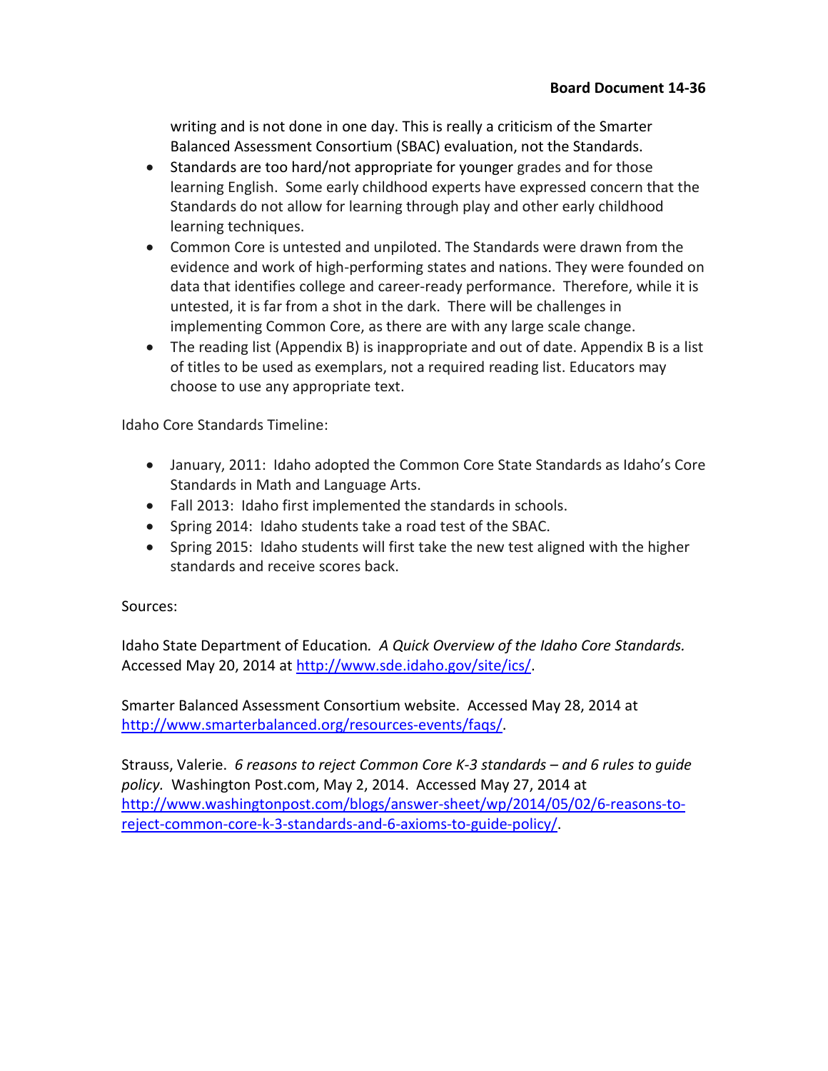writing and is not done in one day. This is really a criticism of the Smarter Balanced Assessment Consortium (SBAC) evaluation, not the Standards.

- Standards are too hard/not appropriate for younger grades and for those learning English. Some early childhood experts have expressed concern that the Standards do not allow for learning through play and other early childhood learning techniques.
- Common Core is untested and unpiloted. The Standards were drawn from the evidence and work of high-performing states and nations. They were founded on data that identifies college and career-ready performance. Therefore, while it is untested, it is far from a shot in the dark. There will be challenges in implementing Common Core, as there are with any large scale change.
- The reading list (Appendix B) is inappropriate and out of date. Appendix B is a list of titles to be used as exemplars, not a required reading list. Educators may choose to use any appropriate text.

Idaho Core Standards Timeline:

- January, 2011: Idaho adopted the Common Core State Standards as Idaho's Core Standards in Math and Language Arts.
- Fall 2013: Idaho first implemented the standards in schools.
- Spring 2014: Idaho students take a road test of the SBAC.
- Spring 2015: Idaho students will first take the new test aligned with the higher standards and receive scores back.

Sources:

Idaho State Department of Education. *A Quick Overview of the Idaho Core Standards.* Accessed May 20, 2014 at http://www.sde.idaho.gov/site/ics/.

Smarter Balanced Assessment Consortium website. Accessed May 28, 2014 at http://www.smarterbalanced.org/resources-events/faqs/.

Strauss, Valerie. *6 reasons to reject Common Core K-3 standards – and 6 rules to guide policy.* Washington Post.com, May 2, 2014. Accessed May 27, 2014 at http://www.washingtonpost.com/blogs/answer-sheet/wp/2014/05/02/6-reasons-to-reject-common-core-k-3-standards-and-6-axioms-to-guide-policy/.